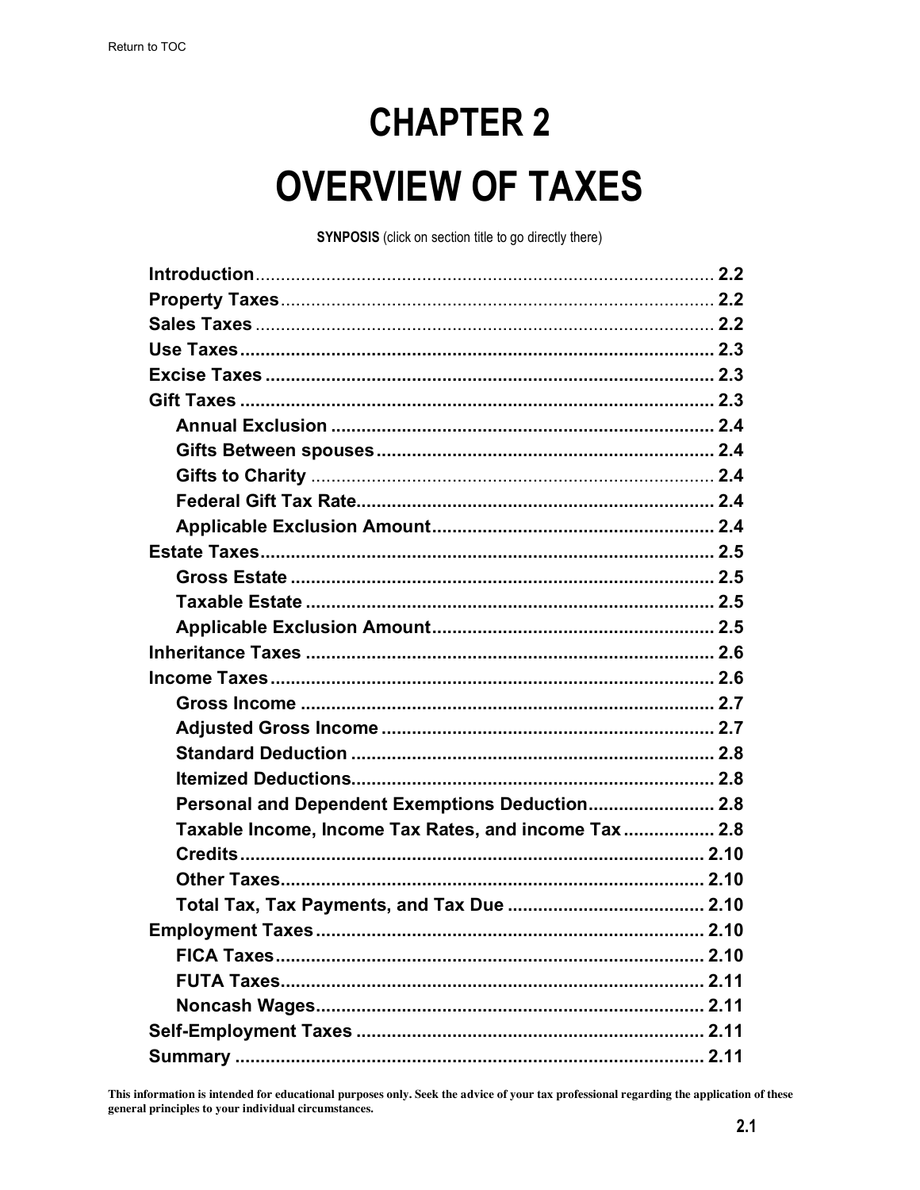# CHAPTER 2

# OVERVIEW OF TAXES

**SYNPOSIS** (click on section title to go directly there)

- **Introduction** ... 2.2
- **Property Taxes** ... 2.2
- **Sales Taxes** ... 2.2
- **Use Taxes** ... 2.3
- **Excise Taxes** ... 2.3
- **Gift Taxes** ... 2.3
  - **Annual Exclusion** ... 2.4
  - **Gifts Between spouses** ... 2.4
  - **Gifts to Charity** ... 2.4
  - **Federal Gift Tax Rate** ... 2.4
  - **Applicable Exclusion Amount** ... 2.4
- **Estate Taxes** ... 2.5
  - **Gross Estate** ... 2.5
  - **Taxable Estate** ... 2.5
  - **Applicable Exclusion Amount** ... 2.5
- **Inheritance Taxes** ... 2.6
- **Income Taxes** ... 2.6
  - **Gross Income** ... 2.7
  - **Adjusted Gross Income** ... 2.7
  - **Standard Deduction** ... 2.8
  - **Itemized Deductions** ... 2.8
  - **Personal and Dependent Exemptions Deduction** ... 2.8
  - **Taxable Income, Income Tax Rates, and income Tax** ... 2.8
  - **Credits** ... 2.10
  - **Other Taxes** ... 2.10
  - **Total Tax, Tax Payments, and Tax Due** ... 2.10
- **Employment Taxes** ... 2.10
  - **FICA Taxes** ... 2.10
  - **FUTA Taxes** ... 2.11
  - **Noncash Wages** ... 2.11
- **Self-Employment Taxes** ... 2.11
- **Summary** ... 2.11

**This information is intended for educational purposes only. Seek the advice of your tax professional regarding the application of these general principles to your individual circumstances.**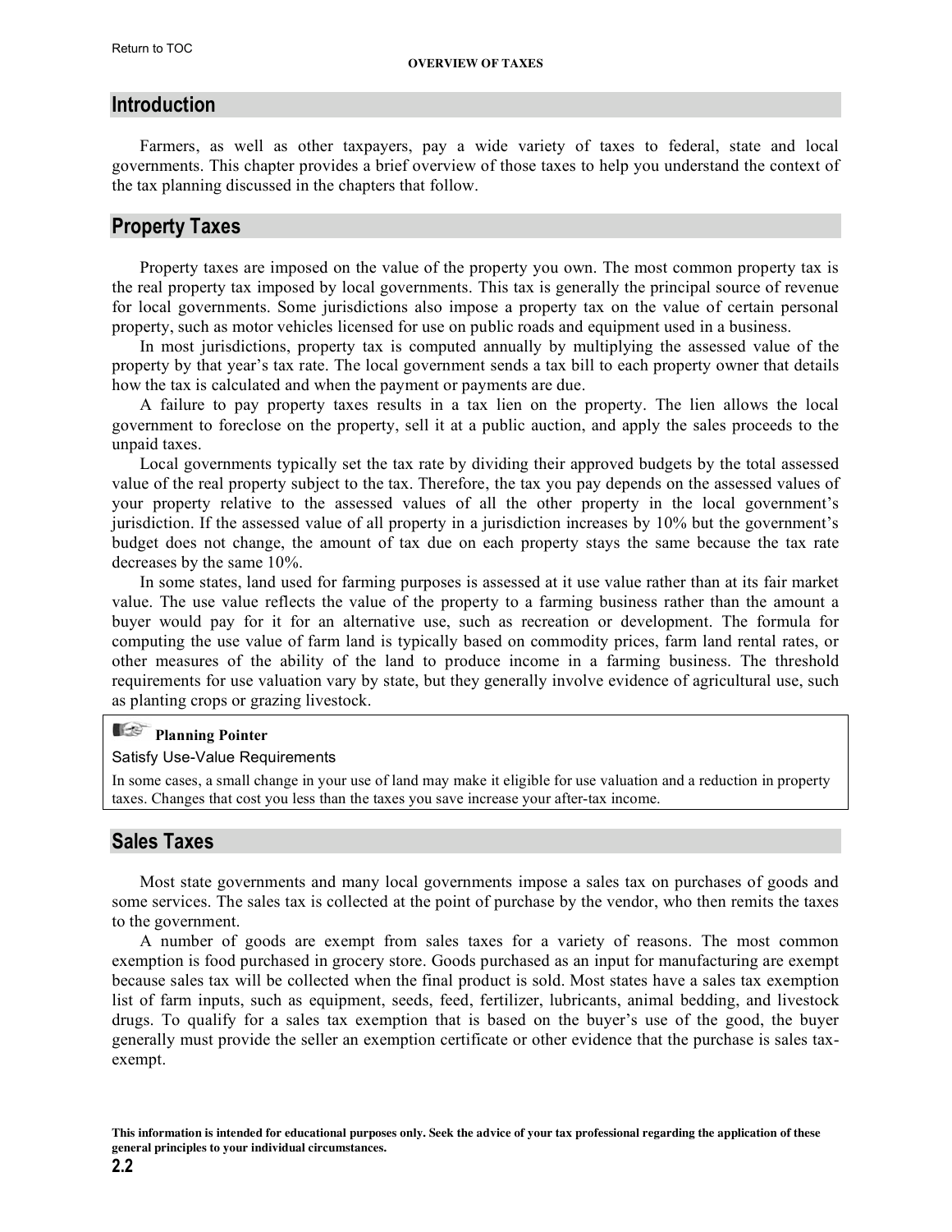## Introduction

Farmers, as well as other taxpayers, pay a wide variety of taxes to federal, state and local governments. This chapter provides a brief overview of those taxes to help you understand the context of the tax planning discussed in the chapters that follow.

## Property Taxes

Property taxes are imposed on the value of the property you own. The most common property tax is the real property tax imposed by local governments. This tax is generally the principal source of revenue for local governments. Some jurisdictions also impose a property tax on the value of certain personal property, such as motor vehicles licensed for use on public roads and equipment used in a business.

In most jurisdictions, property tax is computed annually by multiplying the assessed value of the property by that year's tax rate. The local government sends a tax bill to each property owner that details how the tax is calculated and when the payment or payments are due.

A failure to pay property taxes results in a tax lien on the property. The lien allows the local government to foreclose on the property, sell it at a public auction, and apply the sales proceeds to the unpaid taxes.

Local governments typically set the tax rate by dividing their approved budgets by the total assessed value of the real property subject to the tax. Therefore, the tax you pay depends on the assessed values of your property relative to the assessed values of all the other property in the local government's jurisdiction. If the assessed value of all property in a jurisdiction increases by 10% but the government's budget does not change, the amount of tax due on each property stays the same because the tax rate decreases by the same 10%.

In some states, land used for farming purposes is assessed at it use value rather than at its fair market value. The use value reflects the value of the property to a farming business rather than the amount a buyer would pay for it for an alternative use, such as recreation or development. The formula for computing the use value of farm land is typically based on commodity prices, farm land rental rates, or other measures of the ability of the land to produce income in a farming business. The threshold requirements for use valuation vary by state, but they generally involve evidence of agricultural use, such as planting crops or grazing livestock.

> **Planning Pointer**
>
> Satisfy Use-Value Requirements
>
> In some cases, a small change in your use of land may make it eligible for use valuation and a reduction in property taxes. Changes that cost you less than the taxes you save increase your after-tax income.

## Sales Taxes

Most state governments and many local governments impose a sales tax on purchases of goods and some services. The sales tax is collected at the point of purchase by the vendor, who then remits the taxes to the government.

A number of goods are exempt from sales taxes for a variety of reasons. The most common exemption is food purchased in grocery store. Goods purchased as an input for manufacturing are exempt because sales tax will be collected when the final product is sold. Most states have a sales tax exemption list of farm inputs, such as equipment, seeds, feed, fertilizer, lubricants, animal bedding, and livestock drugs. To qualify for a sales tax exemption that is based on the buyer's use of the good, the buyer generally must provide the seller an exemption certificate or other evidence that the purchase is sales tax-exempt.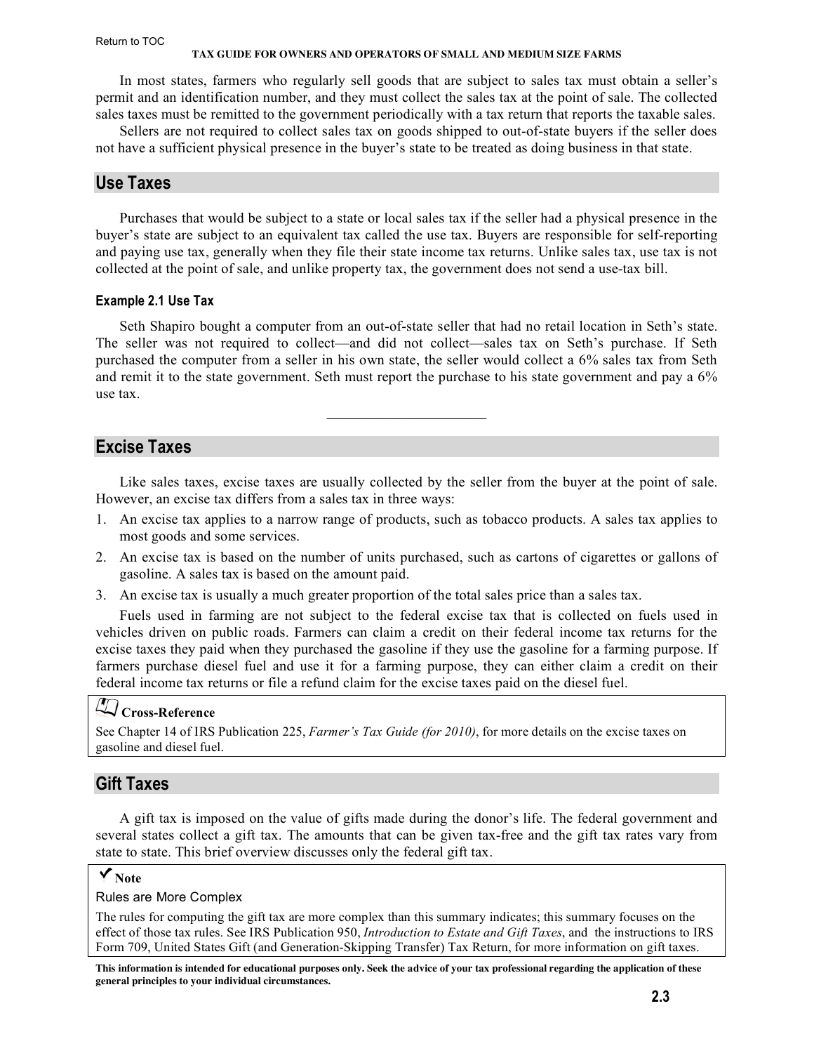In most states, farmers who regularly sell goods that are subject to sales tax must obtain a seller's permit and an identification number, and they must collect the sales tax at the point of sale. The collected sales taxes must be remitted to the government periodically with a tax return that reports the taxable sales.

Sellers are not required to collect sales tax on goods shipped to out-of-state buyers if the seller does not have a sufficient physical presence in the buyer's state to be treated as doing business in that state.

## Use Taxes

Purchases that would be subject to a state or local sales tax if the seller had a physical presence in the buyer's state are subject to an equivalent tax called the use tax. Buyers are responsible for self-reporting and paying use tax, generally when they file their state income tax returns. Unlike sales tax, use tax is not collected at the point of sale, and unlike property tax, the government does not send a use-tax bill.

### Example 2.1 Use Tax

Seth Shapiro bought a computer from an out-of-state seller that had no retail location in Seth's state. The seller was not required to collect—and did not collect—sales tax on Seth's purchase. If Seth purchased the computer from a seller in his own state, the seller would collect a 6% sales tax from Seth and remit it to the state government. Seth must report the purchase to his state government and pay a 6% use tax.

---

## Excise Taxes

Like sales taxes, excise taxes are usually collected by the seller from the buyer at the point of sale. However, an excise tax differs from a sales tax in three ways:

1. An excise tax applies to a narrow range of products, such as tobacco products. A sales tax applies to most goods and some services.
2. An excise tax is based on the number of units purchased, such as cartons of cigarettes or gallons of gasoline. A sales tax is based on the amount paid.
3. An excise tax is usually a much greater proportion of the total sales price than a sales tax.

Fuels used in farming are not subject to the federal excise tax that is collected on fuels used in vehicles driven on public roads. Farmers can claim a credit on their federal income tax returns for the excise taxes they paid when they purchased the gasoline if they use the gasoline for a farming purpose. If farmers purchase diesel fuel and use it for a farming purpose, they can either claim a credit on their federal income tax returns or file a refund claim for the excise taxes paid on the diesel fuel.

> **Cross-Reference**
>
> See Chapter 14 of IRS Publication 225, *Farmer's Tax Guide (for 2010)*, for more details on the excise taxes on gasoline and diesel fuel.

## Gift Taxes

A gift tax is imposed on the value of gifts made during the donor's life. The federal government and several states collect a gift tax. The amounts that can be given tax-free and the gift tax rates vary from state to state. This brief overview discusses only the federal gift tax.

> **Note**
>
> Rules are More Complex
>
> The rules for computing the gift tax are more complex than this summary indicates; this summary focuses on the effect of those tax rules. See IRS Publication 950, *Introduction to Estate and Gift Taxes*, and the instructions to IRS Form 709, United States Gift (and Generation-Skipping Transfer) Tax Return, for more information on gift taxes.

**This information is intended for educational purposes only. Seek the advice of your tax professional regarding the application of these general principles to your individual circumstances.**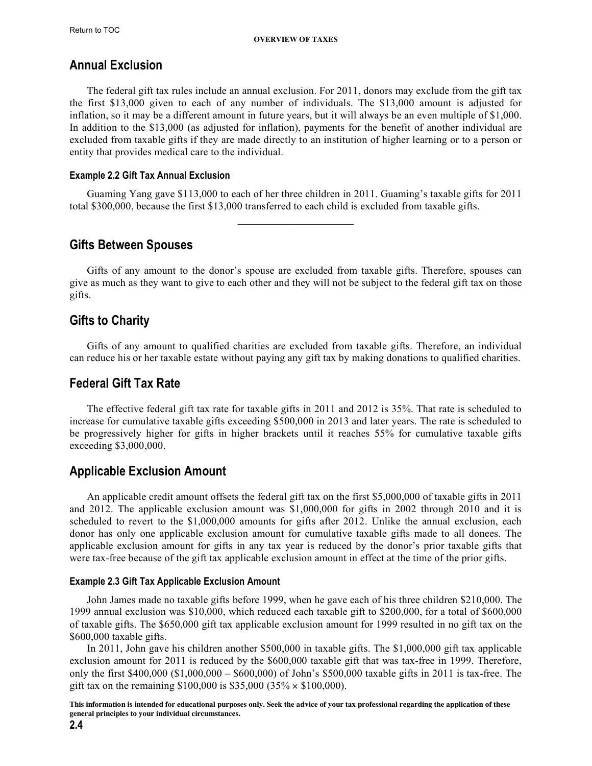## Annual Exclusion

The federal gift tax rules include an annual exclusion. For 2011, donors may exclude from the gift tax the first $13,000 given to each of any number of individuals. The $13,000 amount is adjusted for inflation, so it may be a different amount in future years, but it will always be an even multiple of $1,000. In addition to the $13,000 (as adjusted for inflation), payments for the benefit of another individual are excluded from taxable gifts if they are made directly to an institution of higher learning or to a person or entity that provides medical care to the individual.

#### Example 2.2 Gift Tax Annual Exclusion

Guaming Yang gave $113,000 to each of her three children in 2011. Guaming's taxable gifts for 2011 total $300,000, because the first $13,000 transferred to each child is excluded from taxable gifts.

---

## Gifts Between Spouses

Gifts of any amount to the donor's spouse are excluded from taxable gifts. Therefore, spouses can give as much as they want to give to each other and they will not be subject to the federal gift tax on those gifts.

## Gifts to Charity

Gifts of any amount to qualified charities are excluded from taxable gifts. Therefore, an individual can reduce his or her taxable estate without paying any gift tax by making donations to qualified charities.

## Federal Gift Tax Rate

The effective federal gift tax rate for taxable gifts in 2011 and 2012 is 35%. That rate is scheduled to increase for cumulative taxable gifts exceeding $500,000 in 2013 and later years. The rate is scheduled to be progressively higher for gifts in higher brackets until it reaches 55% for cumulative taxable gifts exceeding $3,000,000.

## Applicable Exclusion Amount

An applicable credit amount offsets the federal gift tax on the first $5,000,000 of taxable gifts in 2011 and 2012. The applicable exclusion amount was $1,000,000 for gifts in 2002 through 2010 and it is scheduled to revert to the $1,000,000 amounts for gifts after 2012. Unlike the annual exclusion, each donor has only one applicable exclusion amount for cumulative taxable gifts made to all donees. The applicable exclusion amount for gifts in any tax year is reduced by the donor's prior taxable gifts that were tax-free because of the gift tax applicable exclusion amount in effect at the time of the prior gifts.

#### Example 2.3 Gift Tax Applicable Exclusion Amount

John James made no taxable gifts before 1999, when he gave each of his three children $210,000. The 1999 annual exclusion was $10,000, which reduced each taxable gift to $200,000, for a total of $600,000 of taxable gifts. The $650,000 gift tax applicable exclusion amount for 1999 resulted in no gift tax on the $600,000 taxable gifts.

In 2011, John gave his children another $500,000 in taxable gifts. The $1,000,000 gift tax applicable exclusion amount for 2011 is reduced by the $600,000 taxable gift that was tax-free in 1999. Therefore, only the first $400,000 ($1,000,000 – $600,000) of John's $500,000 taxable gifts in 2011 is tax-free. The gift tax on the remaining $100,000 is $35,000 (35% × $100,000).

**This information is intended for educational purposes only. Seek the advice of your tax professional regarding the application of these general principles to your individual circumstances.**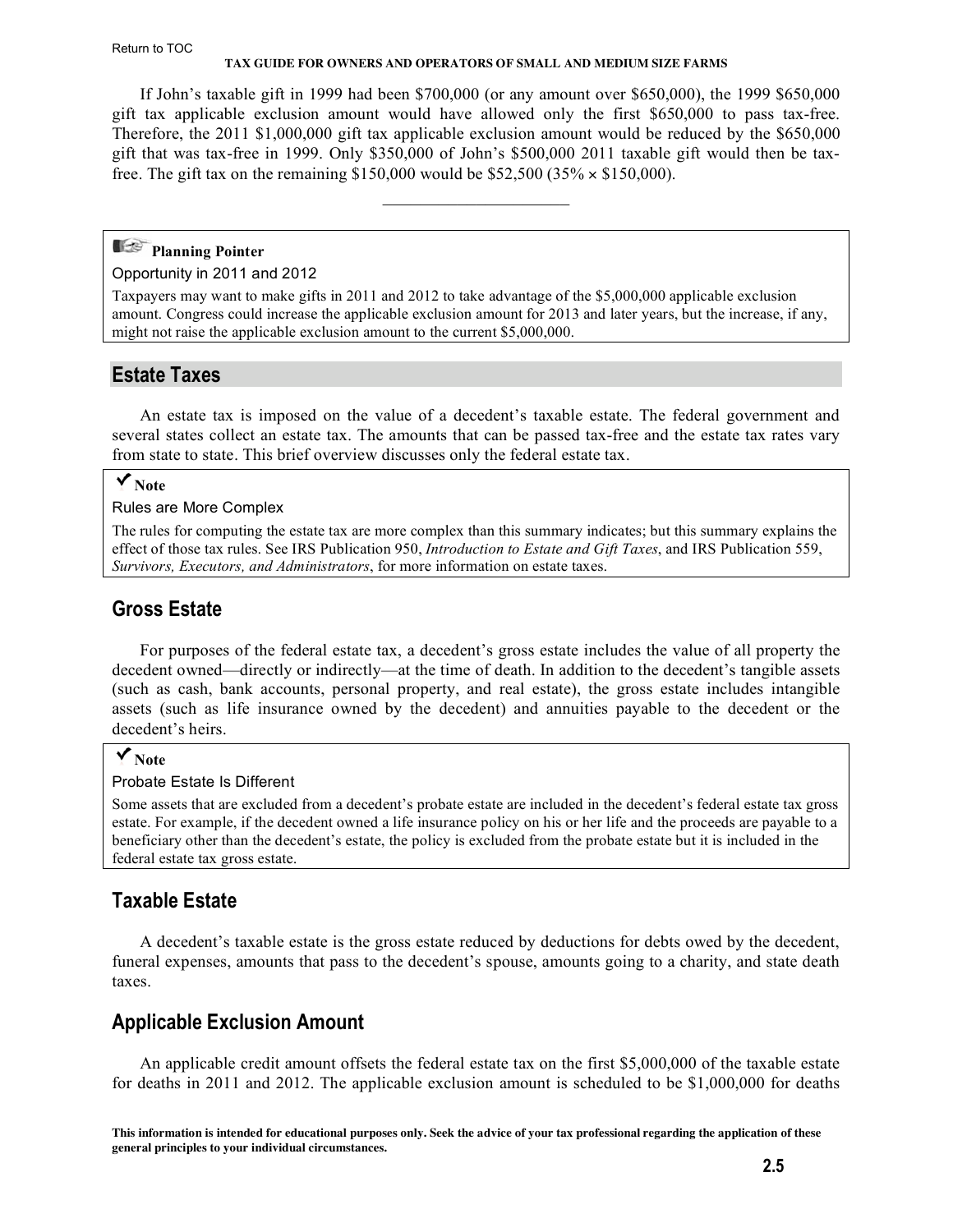If John's taxable gift in 1999 had been $700,000 (or any amount over $650,000), the 1999 $650,000 gift tax applicable exclusion amount would have allowed only the first $650,000 to pass tax-free. Therefore, the 2011 $1,000,000 gift tax applicable exclusion amount would be reduced by the $650,000 gift that was tax-free in 1999. Only $350,000 of John's $500,000 2011 taxable gift would then be tax-free. The gift tax on the remaining $150,000 would be $52,500 (35% × $150,000).

---

> **Planning Pointer**
>
> Opportunity in 2011 and 2012
>
> Taxpayers may want to make gifts in 2011 and 2012 to take advantage of the $5,000,000 applicable exclusion amount. Congress could increase the applicable exclusion amount for 2013 and later years, but the increase, if any, might not raise the applicable exclusion amount to the current $5,000,000.

## Estate Taxes

An estate tax is imposed on the value of a decedent's taxable estate. The federal government and several states collect an estate tax. The amounts that can be passed tax-free and the estate tax rates vary from state to state. This brief overview discusses only the federal estate tax.

> ✔ **Note**
>
> Rules are More Complex
>
> The rules for computing the estate tax are more complex than this summary indicates; but this summary explains the effect of those tax rules. See IRS Publication 950, *Introduction to Estate and Gift Taxes*, and IRS Publication 559, *Survivors, Executors, and Administrators*, for more information on estate taxes.

### Gross Estate

For purposes of the federal estate tax, a decedent's gross estate includes the value of all property the decedent owned—directly or indirectly—at the time of death. In addition to the decedent's tangible assets (such as cash, bank accounts, personal property, and real estate), the gross estate includes intangible assets (such as life insurance owned by the decedent) and annuities payable to the decedent or the decedent's heirs.

> ✔ **Note**
>
> Probate Estate Is Different
>
> Some assets that are excluded from a decedent's probate estate are included in the decedent's federal estate tax gross estate. For example, if the decedent owned a life insurance policy on his or her life and the proceeds are payable to a beneficiary other than the decedent's estate, the policy is excluded from the probate estate but it is included in the federal estate tax gross estate.

### Taxable Estate

A decedent's taxable estate is the gross estate reduced by deductions for debts owed by the decedent, funeral expenses, amounts that pass to the decedent's spouse, amounts going to a charity, and state death taxes.

### Applicable Exclusion Amount

An applicable credit amount offsets the federal estate tax on the first $5,000,000 of the taxable estate for deaths in 2011 and 2012. The applicable exclusion amount is scheduled to be $1,000,000 for deaths

This information is intended for educational purposes only. Seek the advice of your tax professional regarding the application of these general principles to your individual circumstances.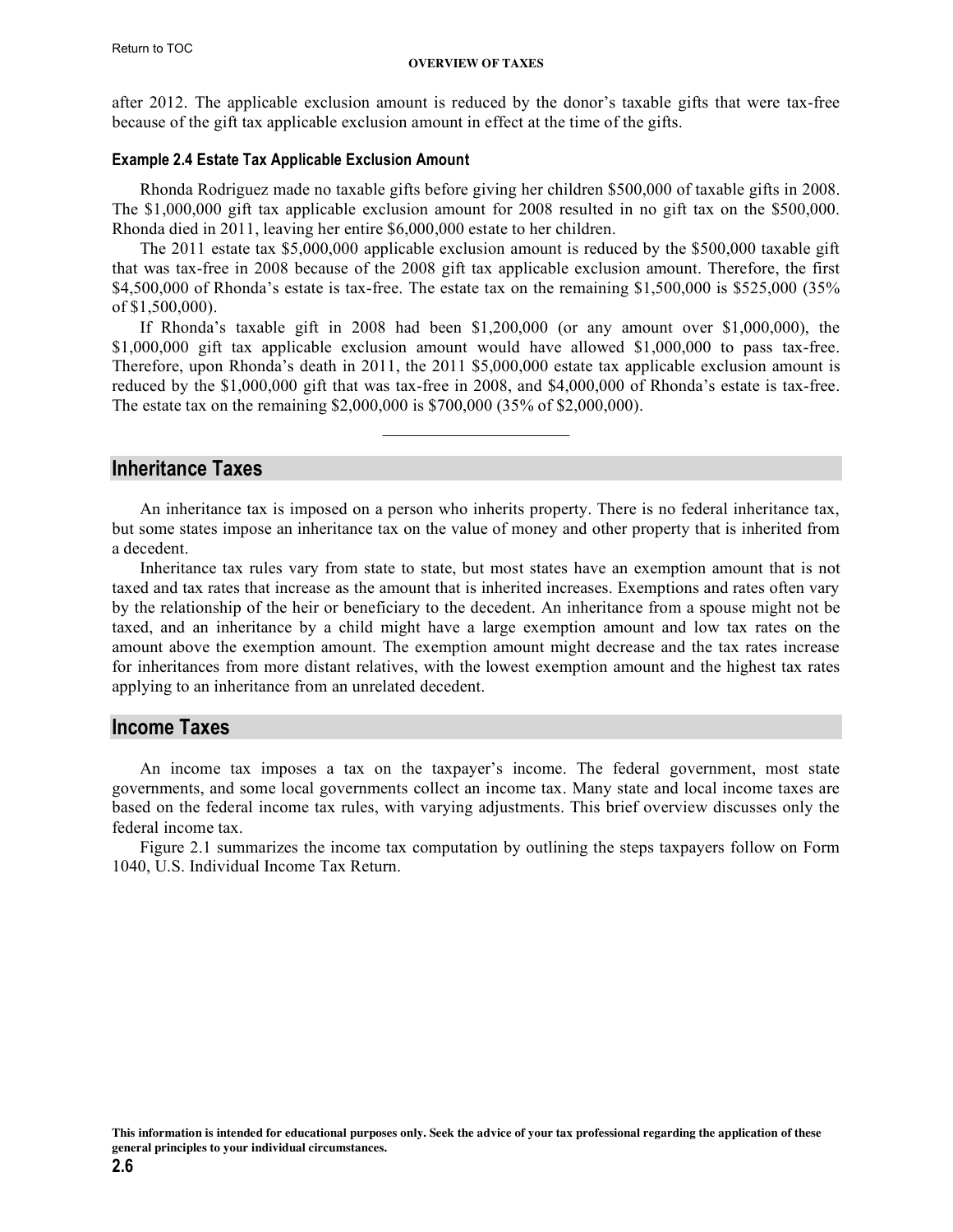after 2012. The applicable exclusion amount is reduced by the donor's taxable gifts that were tax-free because of the gift tax applicable exclusion amount in effect at the time of the gifts.

#### Example 2.4 Estate Tax Applicable Exclusion Amount

Rhonda Rodriguez made no taxable gifts before giving her children $500,000 of taxable gifts in 2008. The $1,000,000 gift tax applicable exclusion amount for 2008 resulted in no gift tax on the $500,000. Rhonda died in 2011, leaving her entire $6,000,000 estate to her children.

The 2011 estate tax $5,000,000 applicable exclusion amount is reduced by the $500,000 taxable gift that was tax-free in 2008 because of the 2008 gift tax applicable exclusion amount. Therefore, the first $4,500,000 of Rhonda's estate is tax-free. The estate tax on the remaining $1,500,000 is $525,000 (35% of $1,500,000).

If Rhonda's taxable gift in 2008 had been $1,200,000 (or any amount over $1,000,000), the $1,000,000 gift tax applicable exclusion amount would have allowed $1,000,000 to pass tax-free. Therefore, upon Rhonda's death in 2011, the 2011 $5,000,000 estate tax applicable exclusion amount is reduced by the $1,000,000 gift that was tax-free in 2008, and $4,000,000 of Rhonda's estate is tax-free. The estate tax on the remaining $2,000,000 is $700,000 (35% of $2,000,000).

---

## Inheritance Taxes

An inheritance tax is imposed on a person who inherits property. There is no federal inheritance tax, but some states impose an inheritance tax on the value of money and other property that is inherited from a decedent.

Inheritance tax rules vary from state to state, but most states have an exemption amount that is not taxed and tax rates that increase as the amount that is inherited increases. Exemptions and rates often vary by the relationship of the heir or beneficiary to the decedent. An inheritance from a spouse might not be taxed, and an inheritance by a child might have a large exemption amount and low tax rates on the amount above the exemption amount. The exemption amount might decrease and the tax rates increase for inheritances from more distant relatives, with the lowest exemption amount and the highest tax rates applying to an inheritance from an unrelated decedent.

## Income Taxes

An income tax imposes a tax on the taxpayer's income. The federal government, most state governments, and some local governments collect an income tax. Many state and local income taxes are based on the federal income tax rules, with varying adjustments. This brief overview discusses only the federal income tax.

Figure 2.1 summarizes the income tax computation by outlining the steps taxpayers follow on Form 1040, U.S. Individual Income Tax Return.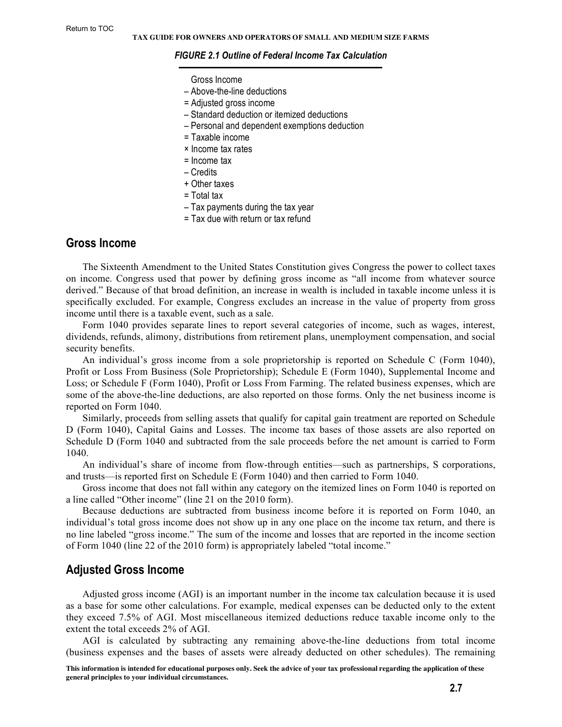*FIGURE 2.1 Outline of Federal Income Tax Calculation*

Gross Income
– Above-the-line deductions
= Adjusted gross income
– Standard deduction or itemized deductions
– Personal and dependent exemptions deduction
= Taxable income
× Income tax rates
= Income tax
– Credits
+ Other taxes
= Total tax
– Tax payments during the tax year
= Tax due with return or tax refund

## Gross Income

The Sixteenth Amendment to the United States Constitution gives Congress the power to collect taxes on income. Congress used that power by defining gross income as "all income from whatever source derived." Because of that broad definition, an increase in wealth is included in taxable income unless it is specifically excluded. For example, Congress excludes an increase in the value of property from gross income until there is a taxable event, such as a sale.

Form 1040 provides separate lines to report several categories of income, such as wages, interest, dividends, refunds, alimony, distributions from retirement plans, unemployment compensation, and social security benefits.

An individual's gross income from a sole proprietorship is reported on Schedule C (Form 1040), Profit or Loss From Business (Sole Proprietorship); Schedule E (Form 1040), Supplemental Income and Loss; or Schedule F (Form 1040), Profit or Loss From Farming. The related business expenses, which are some of the above-the-line deductions, are also reported on those forms. Only the net business income is reported on Form 1040.

Similarly, proceeds from selling assets that qualify for capital gain treatment are reported on Schedule D (Form 1040), Capital Gains and Losses. The income tax bases of those assets are also reported on Schedule D (Form 1040 and subtracted from the sale proceeds before the net amount is carried to Form 1040.

An individual's share of income from flow-through entities—such as partnerships, S corporations, and trusts—is reported first on Schedule E (Form 1040) and then carried to Form 1040.

Gross income that does not fall within any category on the itemized lines on Form 1040 is reported on a line called "Other income" (line 21 on the 2010 form).

Because deductions are subtracted from business income before it is reported on Form 1040, an individual's total gross income does not show up in any one place on the income tax return, and there is no line labeled "gross income." The sum of the income and losses that are reported in the income section of Form 1040 (line 22 of the 2010 form) is appropriately labeled "total income."

## Adjusted Gross Income

Adjusted gross income (AGI) is an important number in the income tax calculation because it is used as a base for some other calculations. For example, medical expenses can be deducted only to the extent they exceed 7.5% of AGI. Most miscellaneous itemized deductions reduce taxable income only to the extent the total exceeds 2% of AGI.

AGI is calculated by subtracting any remaining above-the-line deductions from total income (business expenses and the bases of assets were already deducted on other schedules). The remaining

**This information is intended for educational purposes only. Seek the advice of your tax professional regarding the application of these general principles to your individual circumstances.**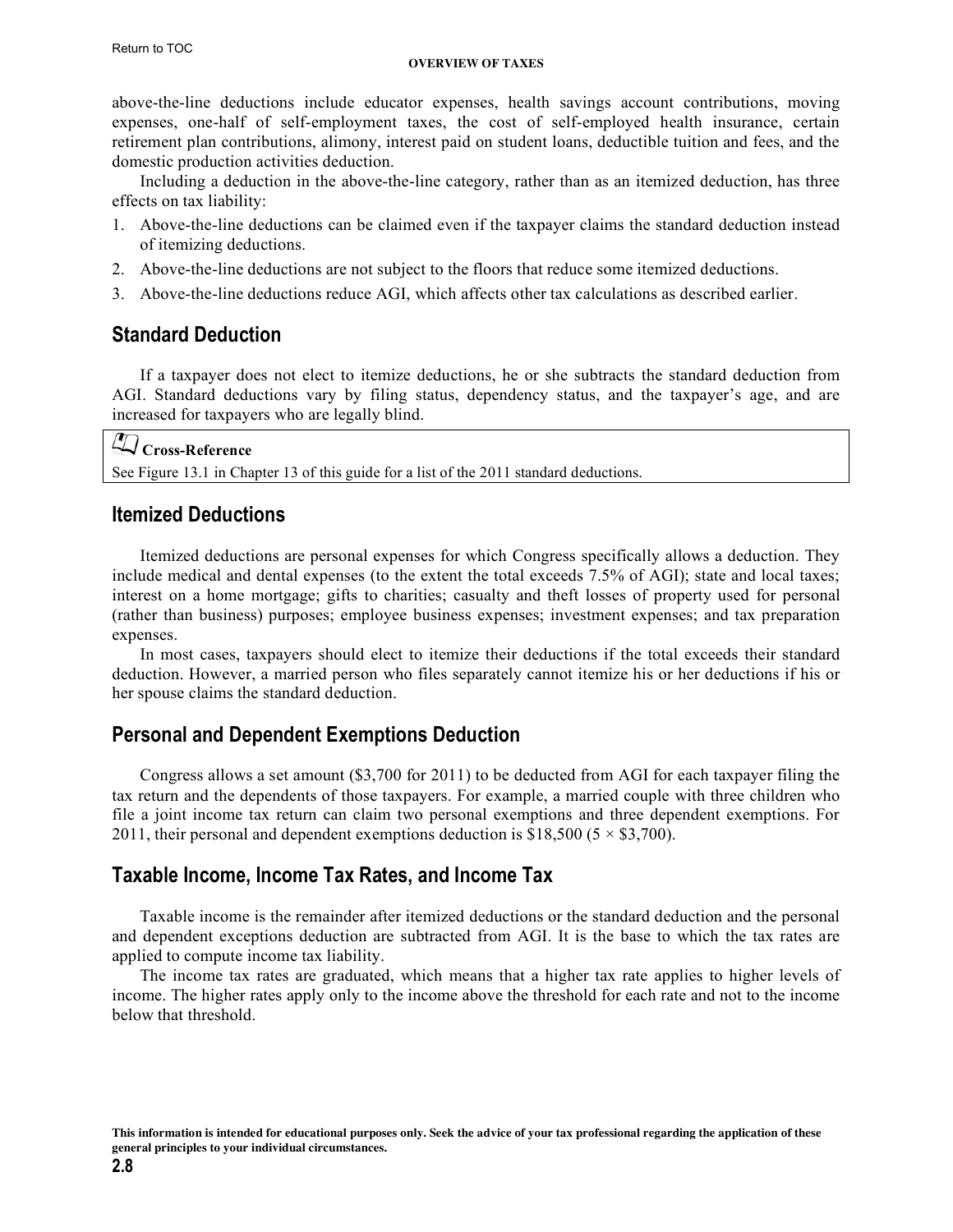above-the-line deductions include educator expenses, health savings account contributions, moving expenses, one-half of self-employment taxes, the cost of self-employed health insurance, certain retirement plan contributions, alimony, interest paid on student loans, deductible tuition and fees, and the domestic production activities deduction.

Including a deduction in the above-the-line category, rather than as an itemized deduction, has three effects on tax liability:

1. Above-the-line deductions can be claimed even if the taxpayer claims the standard deduction instead of itemizing deductions.
2. Above-the-line deductions are not subject to the floors that reduce some itemized deductions.
3. Above-the-line deductions reduce AGI, which affects other tax calculations as described earlier.

## Standard Deduction

If a taxpayer does not elect to itemize deductions, he or she subtracts the standard deduction from AGI. Standard deductions vary by filing status, dependency status, and the taxpayer's age, and are increased for taxpayers who are legally blind.

> **Cross-Reference**
>
> See Figure 13.1 in Chapter 13 of this guide for a list of the 2011 standard deductions.

## Itemized Deductions

Itemized deductions are personal expenses for which Congress specifically allows a deduction. They include medical and dental expenses (to the extent the total exceeds 7.5% of AGI); state and local taxes; interest on a home mortgage; gifts to charities; casualty and theft losses of property used for personal (rather than business) purposes; employee business expenses; investment expenses; and tax preparation expenses.

In most cases, taxpayers should elect to itemize their deductions if the total exceeds their standard deduction. However, a married person who files separately cannot itemize his or her deductions if his or her spouse claims the standard deduction.

## Personal and Dependent Exemptions Deduction

Congress allows a set amount ($3,700 for 2011) to be deducted from AGI for each taxpayer filing the tax return and the dependents of those taxpayers. For example, a married couple with three children who file a joint income tax return can claim two personal exemptions and three dependent exemptions. For 2011, their personal and dependent exemptions deduction is $18,500 (5 × $3,700).

## Taxable Income, Income Tax Rates, and Income Tax

Taxable income is the remainder after itemized deductions or the standard deduction and the personal and dependent exceptions deduction are subtracted from AGI. It is the base to which the tax rates are applied to compute income tax liability.

The income tax rates are graduated, which means that a higher tax rate applies to higher levels of income. The higher rates apply only to the income above the threshold for each rate and not to the income below that threshold.

**This information is intended for educational purposes only. Seek the advice of your tax professional regarding the application of these general principles to your individual circumstances.**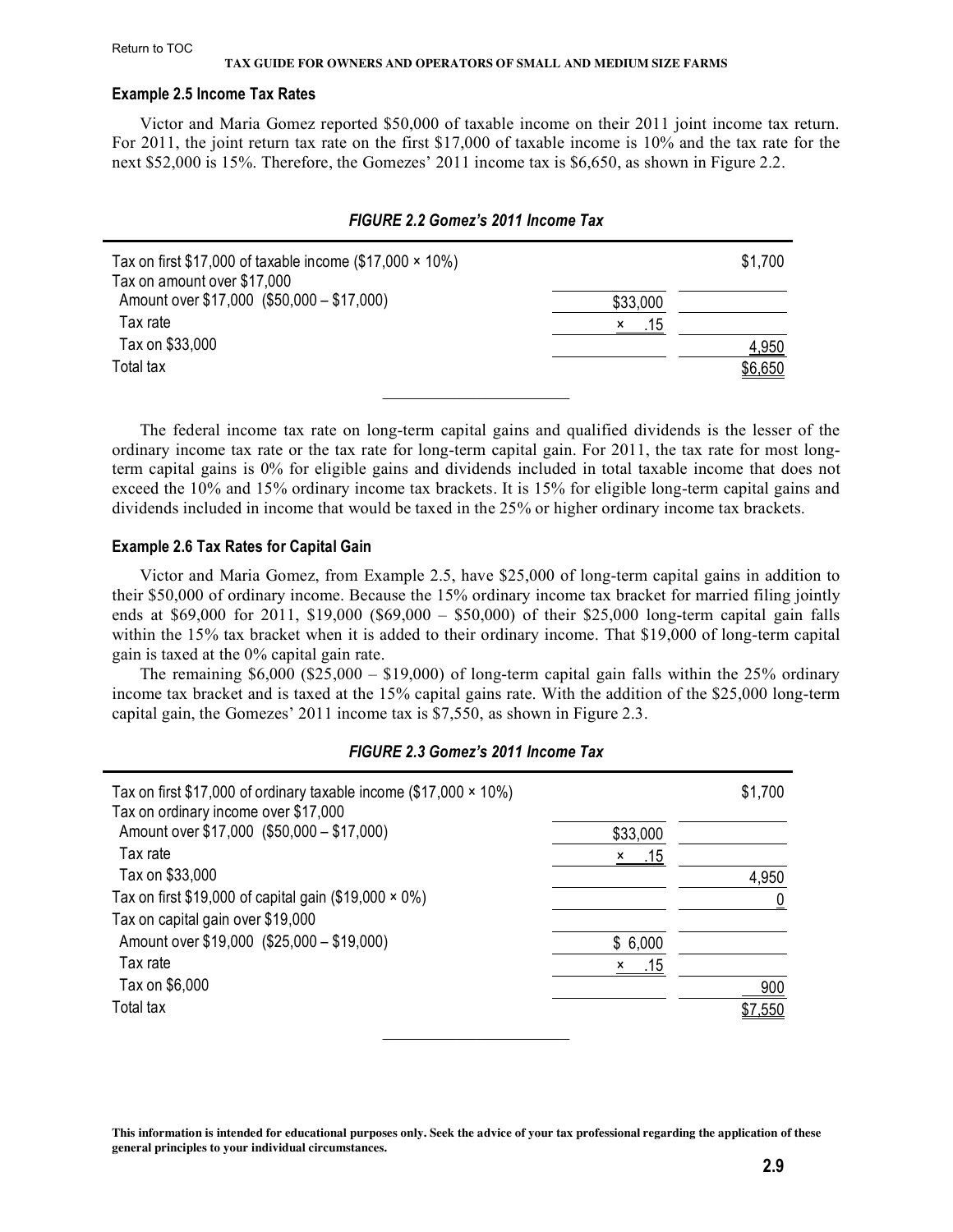### Example 2.5 Income Tax Rates

Victor and Maria Gomez reported $50,000 of taxable income on their 2011 joint income tax return. For 2011, the joint return tax rate on the first $17,000 of taxable income is 10% and the tax rate for the next $52,000 is 15%. Therefore, the Gomezes' 2011 income tax is $6,650, as shown in Figure 2.2.

*FIGURE 2.2 Gomez's 2011 Income Tax*

| | | |
|---|---|---|
| Tax on first $17,000 of taxable income ($17,000 × 10%) | | $1,700 |
| Tax on amount over $17,000 | | |
| Amount over $17,000 ($50,000 – $17,000) | $33,000 | |
| Tax rate | × .15 | |
| Tax on $33,000 | | 4,950 |
| Total tax | | $6,650 |

The federal income tax rate on long-term capital gains and qualified dividends is the lesser of the ordinary income tax rate or the tax rate for long-term capital gain. For 2011, the tax rate for most long-term capital gains is 0% for eligible gains and dividends included in total taxable income that does not exceed the 10% and 15% ordinary income tax brackets. It is 15% for eligible long-term capital gains and dividends included in income that would be taxed in the 25% or higher ordinary income tax brackets.

### Example 2.6 Tax Rates for Capital Gain

Victor and Maria Gomez, from Example 2.5, have $25,000 of long-term capital gains in addition to their $50,000 of ordinary income. Because the 15% ordinary income tax bracket for married filing jointly ends at $69,000 for 2011, $19,000 ($69,000 – $50,000) of their $25,000 long-term capital gain falls within the 15% tax bracket when it is added to their ordinary income. That $19,000 of long-term capital gain is taxed at the 0% capital gain rate.

The remaining $6,000 ($25,000 – $19,000) of long-term capital gain falls within the 25% ordinary income tax bracket and is taxed at the 15% capital gains rate. With the addition of the $25,000 long-term capital gain, the Gomezes' 2011 income tax is $7,550, as shown in Figure 2.3.

*FIGURE 2.3 Gomez's 2011 Income Tax*

| | | |
|---|---|---|
| Tax on first $17,000 of ordinary taxable income ($17,000 × 10%) | | $1,700 |
| Tax on ordinary income over $17,000 | | |
| Amount over $17,000 ($50,000 – $17,000) | $33,000 | |
| Tax rate | × .15 | |
| Tax on $33,000 | | 4,950 |
| Tax on first $19,000 of capital gain ($19,000 × 0%) | | 0 |
| Tax on capital gain over $19,000 | | |
| Amount over $19,000 ($25,000 – $19,000) | $ 6,000 | |
| Tax rate | × .15 | |
| Tax on $6,000 | | 900 |
| Total tax | | $7,550 |

**This information is intended for educational purposes only. Seek the advice of your tax professional regarding the application of these general principles to your individual circumstances.**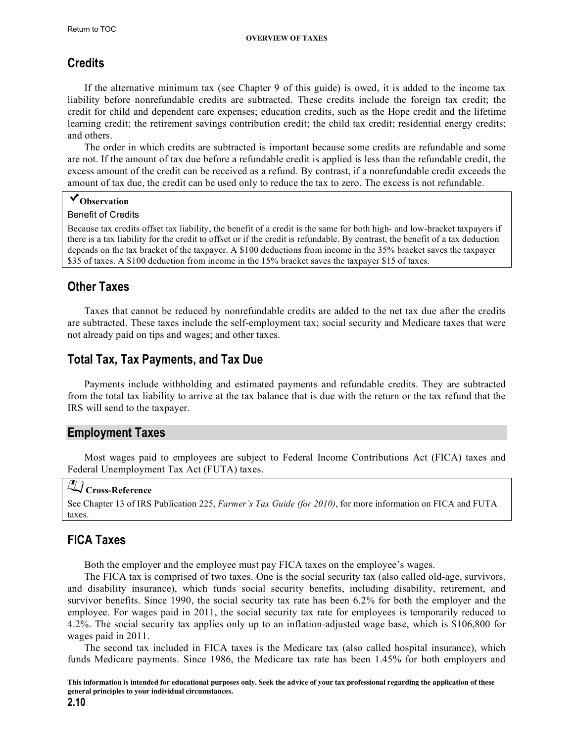## Credits

If the alternative minimum tax (see Chapter 9 of this guide) is owed, it is added to the income tax liability before nonrefundable credits are subtracted. These credits include the foreign tax credit; the credit for child and dependent care expenses; education credits, such as the Hope credit and the lifetime learning credit; the retirement savings contribution credit; the child tax credit; residential energy credits; and others.

The order in which credits are subtracted is important because some credits are refundable and some are not. If the amount of tax due before a refundable credit is applied is less than the refundable credit, the excess amount of the credit can be received as a refund. By contrast, if a nonrefundable credit exceeds the amount of tax due, the credit can be used only to reduce the tax to zero. The excess is not refundable.

> ✔**Observation**
>
> Benefit of Credits
>
> Because tax credits offset tax liability, the benefit of a credit is the same for both high- and low-bracket taxpayers if there is a tax liability for the credit to offset or if the credit is refundable. By contrast, the benefit of a tax deduction depends on the tax bracket of the taxpayer. A $100 deductions from income in the 35% bracket saves the taxpayer $35 of taxes. A $100 deduction from income in the 15% bracket saves the taxpayer $15 of taxes.

## Other Taxes

Taxes that cannot be reduced by nonrefundable credits are added to the net tax due after the credits are subtracted. These taxes include the self-employment tax; social security and Medicare taxes that were not already paid on tips and wages; and other taxes.

## Total Tax, Tax Payments, and Tax Due

Payments include withholding and estimated payments and refundable credits. They are subtracted from the total tax liability to arrive at the tax balance that is due with the return or the tax refund that the IRS will send to the taxpayer.

## Employment Taxes

Most wages paid to employees are subject to Federal Income Contributions Act (FICA) taxes and Federal Unemployment Tax Act (FUTA) taxes.

> **Cross-Reference**
>
> See Chapter 13 of IRS Publication 225, *Farmer's Tax Guide (for 2010)*, for more information on FICA and FUTA taxes.

## FICA Taxes

Both the employer and the employee must pay FICA taxes on the employee's wages.

The FICA tax is comprised of two taxes. One is the social security tax (also called old-age, survivors, and disability insurance), which funds social security benefits, including disability, retirement, and survivor benefits. Since 1990, the social security tax rate has been 6.2% for both the employer and the employee. For wages paid in 2011, the social security tax rate for employees is temporarily reduced to 4.2%. The social security tax applies only up to an inflation-adjusted wage base, which is $106,800 for wages paid in 2011.

The second tax included in FICA taxes is the Medicare tax (also called hospital insurance), which funds Medicare payments. Since 1986, the Medicare tax rate has been 1.45% for both employers and

**This information is intended for educational purposes only. Seek the advice of your tax professional regarding the application of these general principles to your individual circumstances.**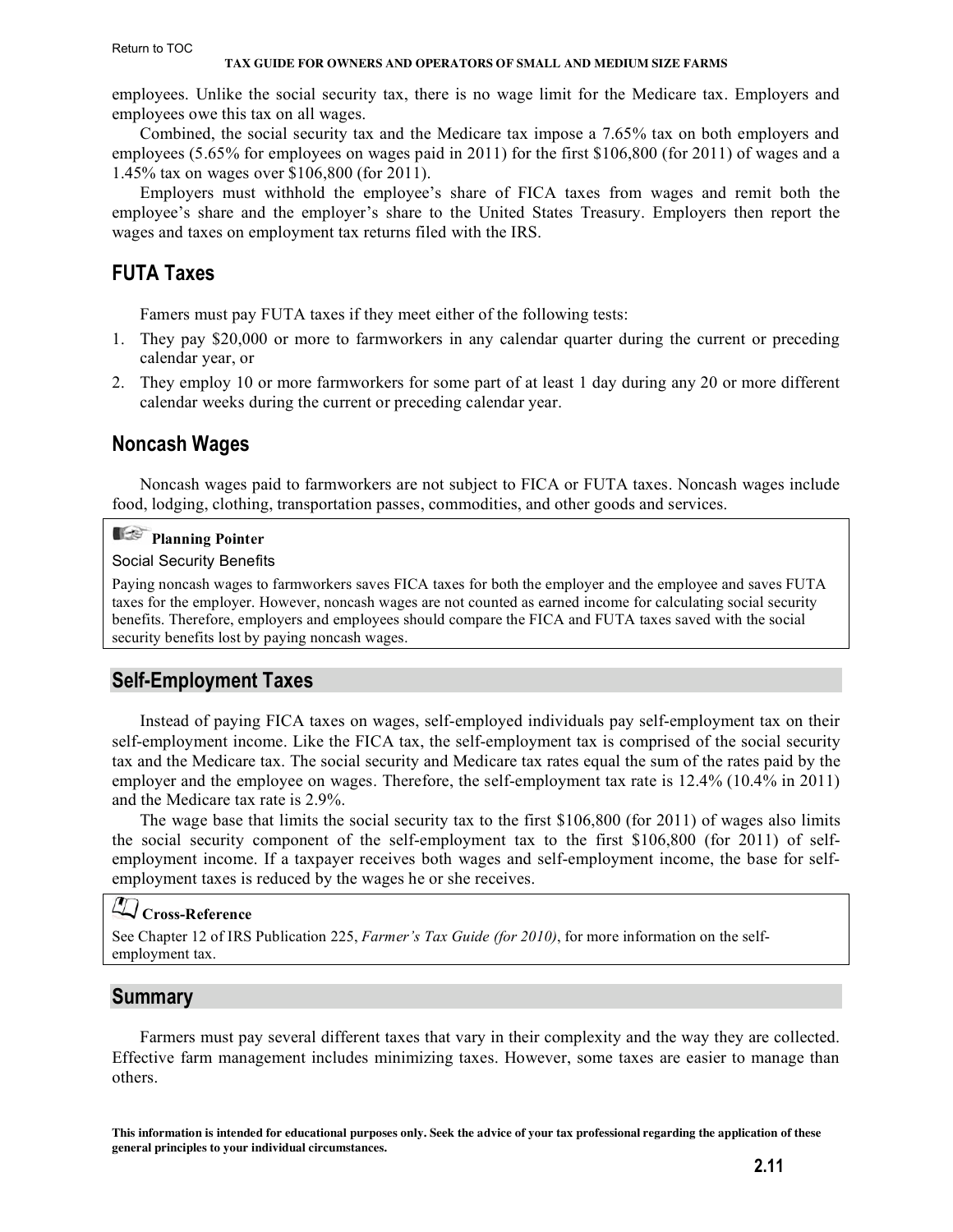employees. Unlike the social security tax, there is no wage limit for the Medicare tax. Employers and employees owe this tax on all wages.

Combined, the social security tax and the Medicare tax impose a 7.65% tax on both employers and employees (5.65% for employees on wages paid in 2011) for the first $106,800 (for 2011) of wages and a 1.45% tax on wages over $106,800 (for 2011).

Employers must withhold the employee's share of FICA taxes from wages and remit both the employee's share and the employer's share to the United States Treasury. Employers then report the wages and taxes on employment tax returns filed with the IRS.

### FUTA Taxes

Famers must pay FUTA taxes if they meet either of the following tests:

1. They pay $20,000 or more to farmworkers in any calendar quarter during the current or preceding calendar year, or
2. They employ 10 or more farmworkers for some part of at least 1 day during any 20 or more different calendar weeks during the current or preceding calendar year.

### Noncash Wages

Noncash wages paid to farmworkers are not subject to FICA or FUTA taxes. Noncash wages include food, lodging, clothing, transportation passes, commodities, and other goods and services.

> **Planning Pointer**
>
> Social Security Benefits
>
> Paying noncash wages to farmworkers saves FICA taxes for both the employer and the employee and saves FUTA taxes for the employer. However, noncash wages are not counted as earned income for calculating social security benefits. Therefore, employers and employees should compare the FICA and FUTA taxes saved with the social security benefits lost by paying noncash wages.

## Self-Employment Taxes

Instead of paying FICA taxes on wages, self-employed individuals pay self-employment tax on their self-employment income. Like the FICA tax, the self-employment tax is comprised of the social security tax and the Medicare tax. The social security and Medicare tax rates equal the sum of the rates paid by the employer and the employee on wages. Therefore, the self-employment tax rate is 12.4% (10.4% in 2011) and the Medicare tax rate is 2.9%.

The wage base that limits the social security tax to the first $106,800 (for 2011) of wages also limits the social security component of the self-employment tax to the first $106,800 (for 2011) of self-employment income. If a taxpayer receives both wages and self-employment income, the base for self-employment taxes is reduced by the wages he or she receives.

> **Cross-Reference**
>
> See Chapter 12 of IRS Publication 225, *Farmer's Tax Guide (for 2010)*, for more information on the self-employment tax.

## Summary

Farmers must pay several different taxes that vary in their complexity and the way they are collected. Effective farm management includes minimizing taxes. However, some taxes are easier to manage than others.

**This information is intended for educational purposes only. Seek the advice of your tax professional regarding the application of these general principles to your individual circumstances.**